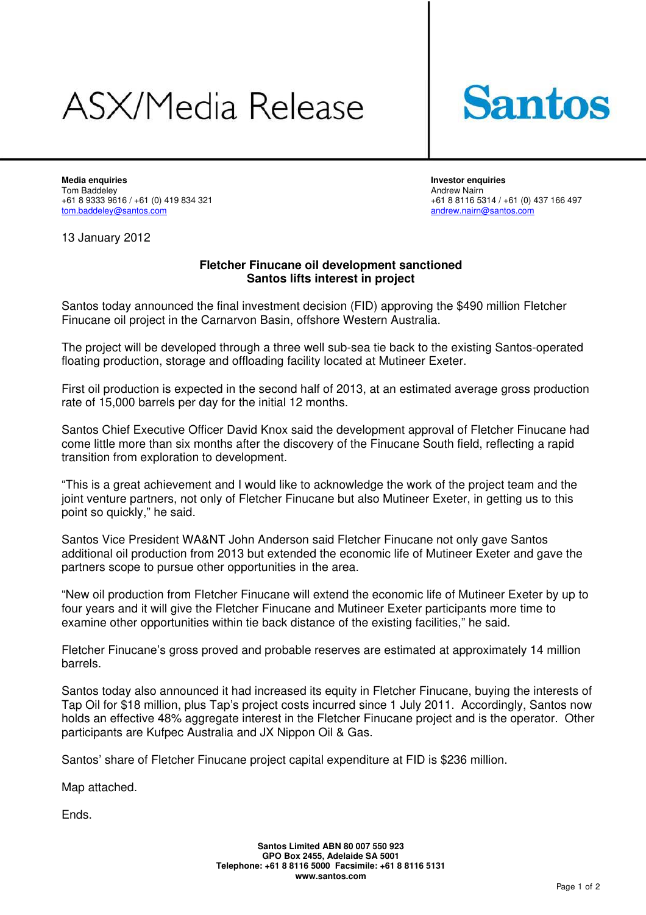# ASX/Media Release

**Santos**

**Media enquiries**
Tom Baddeley
+61 8 9333 9616 / +61 (0) 419 834 321
tom.baddeley@santos.com

**Investor enquiries**
Andrew Nairn
+61 8 8116 5314 / +61 (0) 437 166 497
andrew.nairn@santos.com

13 January 2012

## Fletcher Finucane oil development sanctioned
## Santos lifts interest in project

Santos today announced the final investment decision (FID) approving the $490 million Fletcher Finucane oil project in the Carnarvon Basin, offshore Western Australia.

The project will be developed through a three well sub-sea tie back to the existing Santos-operated floating production, storage and offloading facility located at Mutineer Exeter.

First oil production is expected in the second half of 2013, at an estimated average gross production rate of 15,000 barrels per day for the initial 12 months.

Santos Chief Executive Officer David Knox said the development approval of Fletcher Finucane had come little more than six months after the discovery of the Finucane South field, reflecting a rapid transition from exploration to development.

"This is a great achievement and I would like to acknowledge the work of the project team and the joint venture partners, not only of Fletcher Finucane but also Mutineer Exeter, in getting us to this point so quickly," he said.

Santos Vice President WA&NT John Anderson said Fletcher Finucane not only gave Santos additional oil production from 2013 but extended the economic life of Mutineer Exeter and gave the partners scope to pursue other opportunities in the area.

"New oil production from Fletcher Finucane will extend the economic life of Mutineer Exeter by up to four years and it will give the Fletcher Finucane and Mutineer Exeter participants more time to examine other opportunities within tie back distance of the existing facilities," he said.

Fletcher Finucane's gross proved and probable reserves are estimated at approximately 14 million barrels.

Santos today also announced it had increased its equity in Fletcher Finucane, buying the interests of Tap Oil for $18 million, plus Tap's project costs incurred since 1 July 2011. Accordingly, Santos now holds an effective 48% aggregate interest in the Fletcher Finucane project and is the operator. Other participants are Kufpec Australia and JX Nippon Oil & Gas.

Santos' share of Fletcher Finucane project capital expenditure at FID is $236 million.

Map attached.

Ends.

**Santos Limited ABN 80 007 550 923**
**GPO Box 2455, Adelaide SA 5001**
**Telephone: +61 8 8116 5000 Facsimile: +61 8 8116 5131**
**www.santos.com**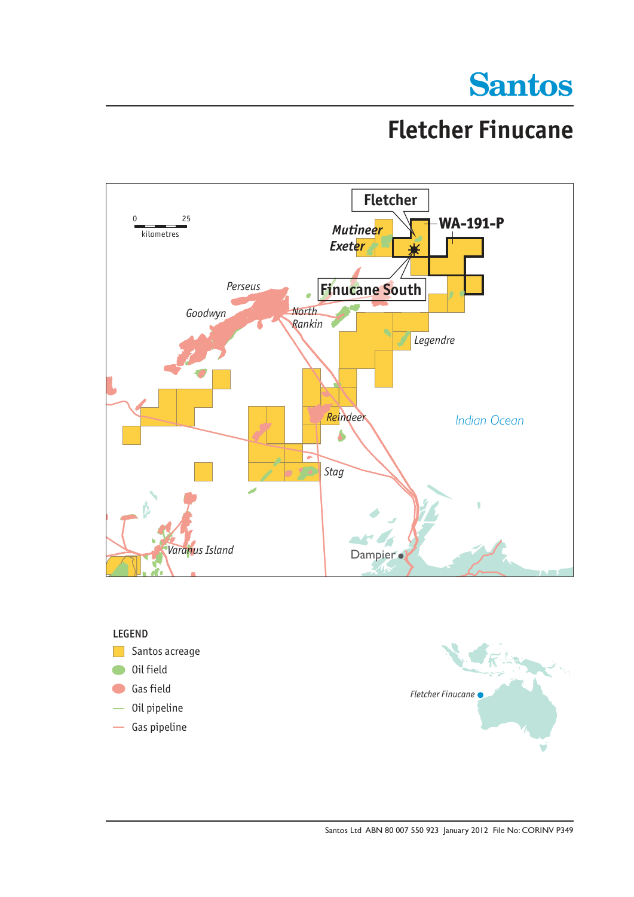Santos

# Fletcher Finucane

0 25
kilometres

Fletcher

WA-191-P

Mutineer
Exeter

Finucane South

Perseus

Goodwyn

North
Rankin

Legendre

Reindeer

Indian Ocean

Stag

Varanus Island

Dampier

LEGEND

- Santos acreage
- Oil field
- Gas field
- Oil pipeline
- Gas pipeline

Fletcher Finucane

Santos Ltd ABN 80 007 550 923 January 2012 File No: CORINV P349